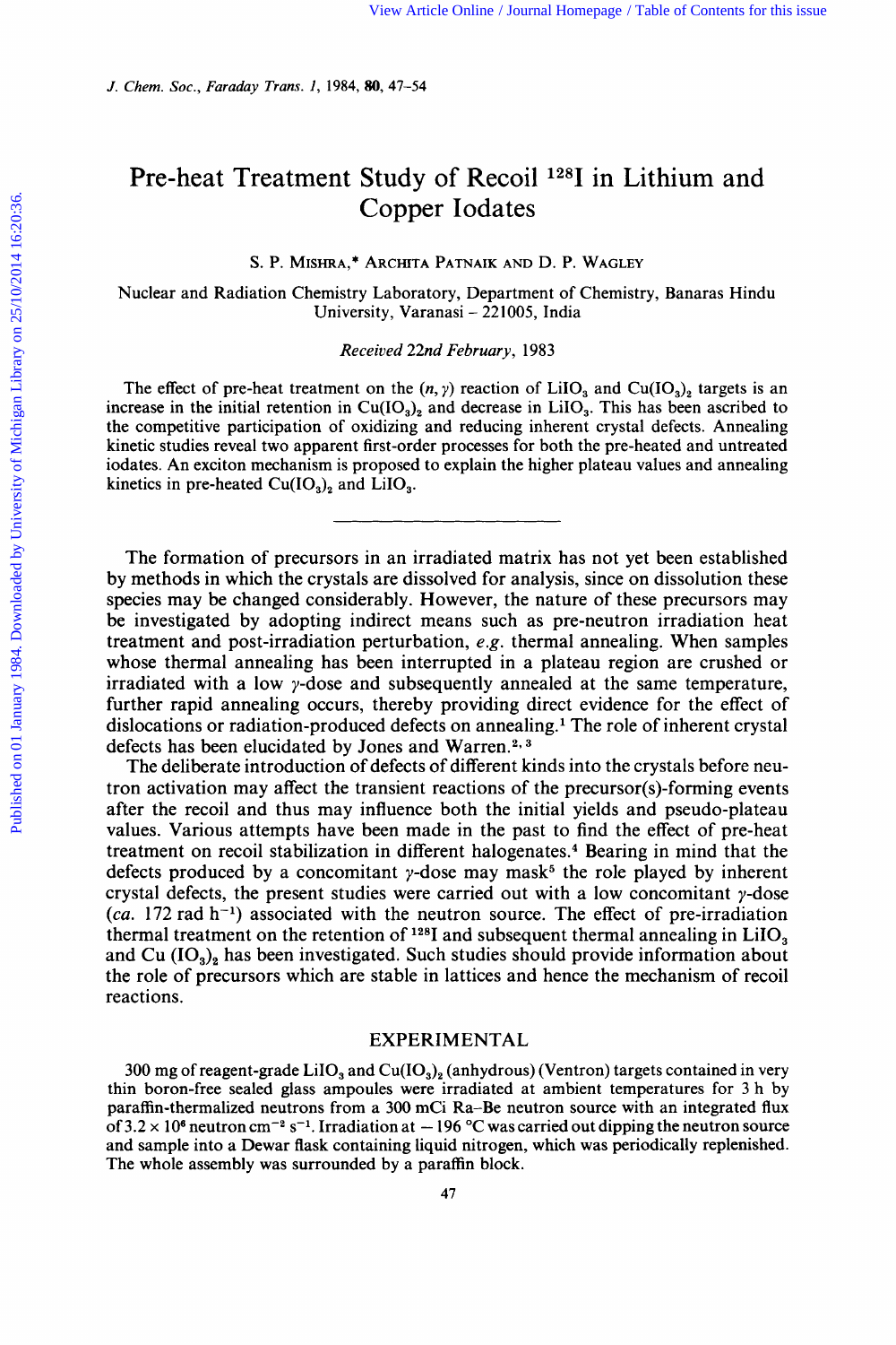# Pre-heat Treatment Study of Recoil $^{128}$I in Lithium and Copper Iodates

S. P. Mishra,* Archita Patnaik and D. P. Wagley

Nuclear and Radiation Chemistry Laboratory, Department of Chemistry, Banaras Hindu University, Varanasi – 221005, India

*Received 22nd February, 1983*

The effect of pre-heat treatment on the $(n, \gamma)$ reaction of $LiIO_3$ and $Cu(IO_3)_2$ targets is an increase in the initial retention in $Cu(IO_3)_2$ and decrease in $LiIO_3$. This has been ascribed to the competitive participation of oxidizing and reducing inherent crystal defects. Annealing kinetic studies reveal two apparent first-order processes for both the pre-heated and untreated iodates. An exciton mechanism is proposed to explain the higher plateau values and annealing kinetics in pre-heated $Cu(IO_3)_2$ and $LiIO_3$.

---

The formation of precursors in an irradiated matrix has not yet been established by methods in which the crystals are dissolved for analysis, since on dissolution these species may be changed considerably. However, the nature of these precursors may be investigated by adopting indirect means such as pre-neutron irradiation heat treatment and post-irradiation perturbation, *e.g.* thermal annealing. When samples whose thermal annealing has been interrupted in a plateau region are crushed or irradiated with a low $\gamma$-dose and subsequently annealed at the same temperature, further rapid annealing occurs, thereby providing direct evidence for the effect of dislocations or radiation-produced defects on annealing.[1] The role of inherent crystal defects has been elucidated by Jones and Warren.[2,3]

The deliberate introduction of defects of different kinds into the crystals before neutron activation may affect the transient reactions of the precursor(s)-forming events after the recoil and thus may influence both the initial yields and pseudo-plateau values. Various attempts have been made in the past to find the effect of pre-heat treatment on recoil stabilization in different halogenates.[4] Bearing in mind that the defects produced by a concomitant $\gamma$-dose may mask[5] the role played by inherent crystal defects, the present studies were carried out with a low concomitant $\gamma$-dose (*ca.* 172 rad $h^{-1}$) associated with the neutron source. The effect of pre-irradiation thermal treatment on the retention of $^{128}$I and subsequent thermal annealing in $LiIO_3$ and Cu $(IO_3)_2$ has been investigated. Such studies should provide information about the role of precursors which are stable in lattices and hence the mechanism of recoil reactions.

## EXPERIMENTAL

300 mg of reagent-grade $LiIO_3$ and $Cu(IO_3)_2$ (anhydrous) (Ventron) targets contained in very thin boron-free sealed glass ampoules were irradiated at ambient temperatures for 3 h by paraffin-thermalized neutrons from a 300 mCi Ra–Be neutron source with an integrated flux of $3.2 \times 10^6$ neutron $cm^{-2}$ $s^{-1}$. Irradiation at $-196$ °C was carried out dipping the neutron source and sample into a Dewar flask containing liquid nitrogen, which was periodically replenished. The whole assembly was surrounded by a paraffin block.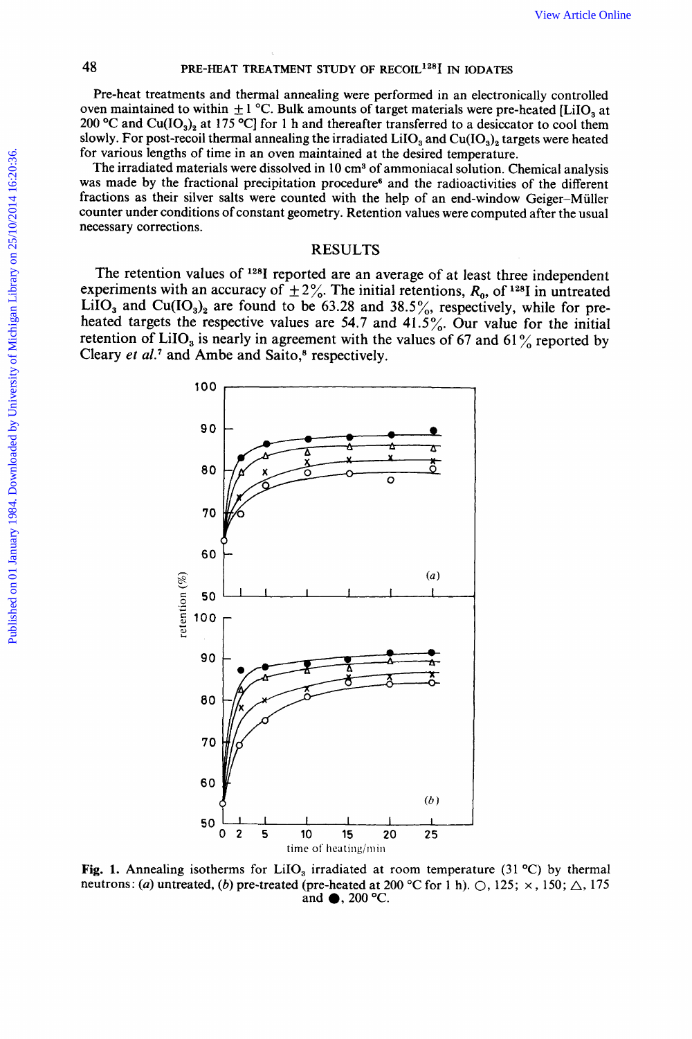Pre-heat treatments and thermal annealing were performed in an electronically controlled oven maintained to within $\pm 1$ °C. Bulk amounts of target materials were pre-heated [$LiIO_3$ at 200 °C and $Cu(IO_3)_2$ at 175 °C] for 1 h and thereafter transferred to a desiccator to cool them slowly. For post-recoil thermal annealing the irradiated $LiIO_3$ and $Cu(IO_3)_2$ targets were heated for various lengths of time in an oven maintained at the desired temperature.

The irradiated materials were dissolved in 10 cm³ of ammoniacal solution. Chemical analysis was made by the fractional precipitation procedure[6] and the radioactivities of the different fractions as their silver salts were counted with the help of an end-window Geiger–Müller counter under conditions of constant geometry. Retention values were computed after the usual necessary corrections.

## RESULTS

The retention values of $^{128}$I reported are an average of at least three independent experiments with an accuracy of $\pm 2\%$. The initial retentions, $R_0$, of $^{128}$I in untreated $LiIO_3$ and $Cu(IO_3)_2$ are found to be 63.28 and 38.5%, respectively, while for pre-heated targets the respective values are 54.7 and 41.5%. Our value for the initial retention of $LiIO_3$ is nearly in agreement with the values of 67 and 61% reported by Cleary *et al.*[7] and Ambe and Saito,[8] respectively.

**Fig. 1.** Annealing isotherms for $LiIO_3$ irradiated at room temperature (31 °C) by thermal neutrons: (*a*) untreated, (*b*) pre-treated (pre-heated at 200 °C for 1 h). ○, 125; ×, 150; △, 175 and ●, 200 °C.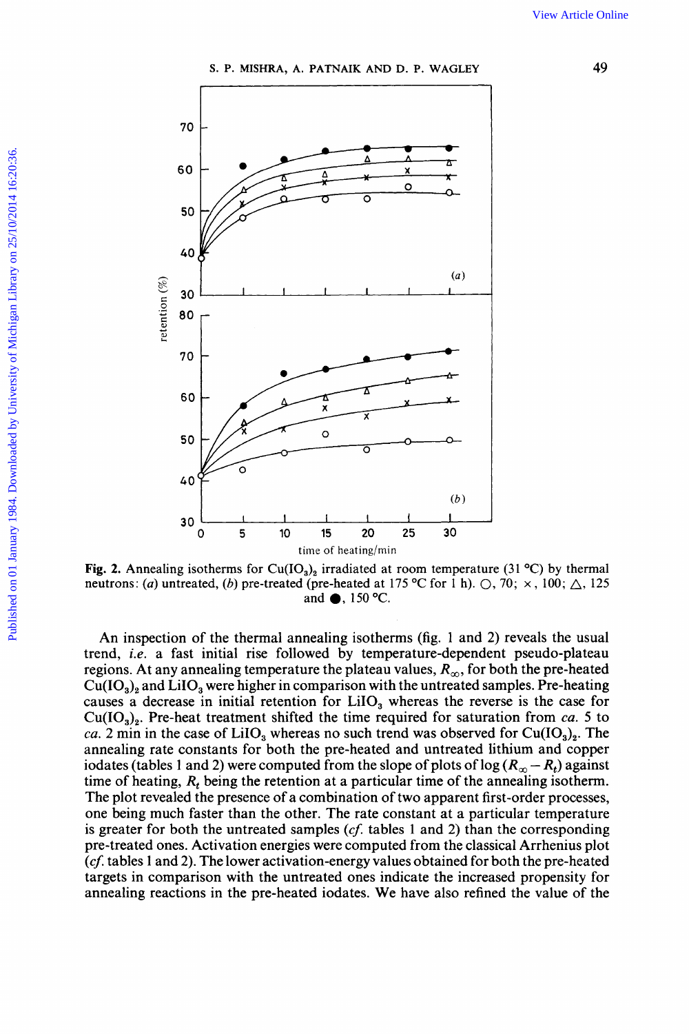**Fig. 2.** Annealing isotherms for $Cu(IO_3)_2$ irradiated at room temperature (31 °C) by thermal neutrons: (*a*) untreated, (*b*) pre-treated (pre-heated at 175 °C for 1 h). ○, 70; ×, 100; △, 125 and ●, 150 °C.

An inspection of the thermal annealing isotherms (fig. 1 and 2) reveals the usual trend, *i.e.* a fast initial rise followed by temperature-dependent pseudo-plateau regions. At any annealing temperature the plateau values, $R_\infty$, for both the pre-heated $Cu(IO_3)_2$ and $LiIO_3$ were higher in comparison with the untreated samples. Pre-heating causes a decrease in initial retention for $LiIO_3$ whereas the reverse is the case for $Cu(IO_3)_2$. Pre-heat treatment shifted the time required for saturation from *ca.* 5 to *ca.* 2 min in the case of $LiIO_3$ whereas no such trend was observed for $Cu(IO_3)_2$. The annealing rate constants for both the pre-heated and untreated lithium and copper iodates (tables 1 and 2) were computed from the slope of plots of log $(R_\infty - R_t)$ against time of heating, $R_t$ being the retention at a particular time of the annealing isotherm. The plot revealed the presence of a combination of two apparent first-order processes, one being much faster than the other. The rate constant at a particular temperature is greater for both the untreated samples (*cf.* tables 1 and 2) than the corresponding pre-treated ones. Activation energies were computed from the classical Arrhenius plot (*cf.* tables 1 and 2). The lower activation-energy values obtained for both the pre-heated targets in comparison with the untreated ones indicate the increased propensity for annealing reactions in the pre-heated iodates. We have also refined the value of the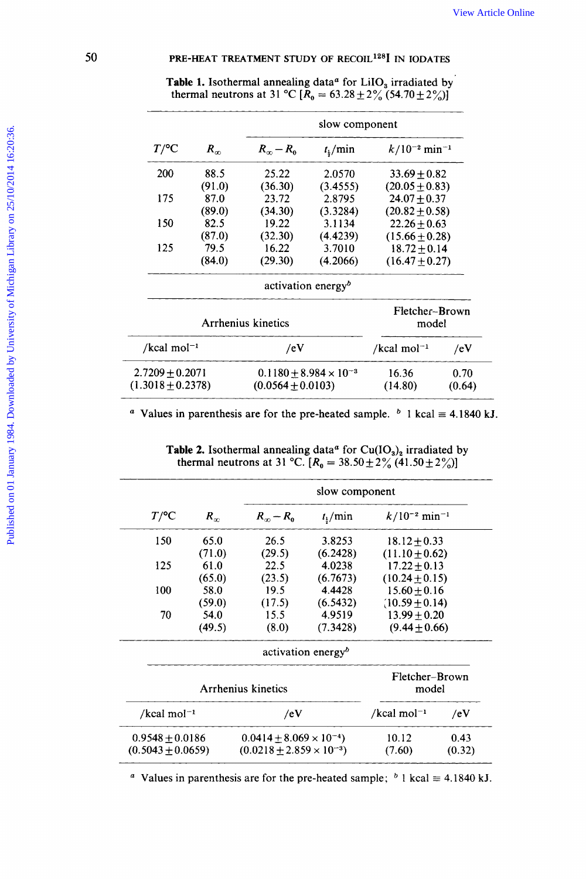**Table 1.** Isothermal annealing data[a] for $LiIO_3$ irradiated by thermal neutrons at 31 °C [$R_0 = 63.28 \pm 2\%$ (54.70±2%)]

| $T$/°C | $R_\infty$ | slow component | | |
|---|---|---|---|---|
| | | $R_\infty - R_0$ | $t_{\frac{1}{2}}$/min | $k$/$10^{-2}$ min$^{-1}$ |
| 200 | 88.5 | 25.22 | 2.0570 | 33.69±0.82 |
| | (91.0) | (36.30) | (3.4555) | (20.05±0.83) |
| 175 | 87.0 | 23.72 | 2.8795 | 24.07±0.37 |
| | (89.0) | (34.30) | (3.3284) | (20.82±0.58) |
| 150 | 82.5 | 19.22 | 3.1134 | 22.26±0.63 |
| | (87.0) | (32.30) | (4.4239) | (15.66±0.28) |
| 125 | 79.5 | 16.22 | 3.7010 | 18.72±0.14 |
| | (84.0) | (29.30) | (4.2066) | (16.47±0.27) |

| activation energy[b] | | | |
|---|---|---|---|
| Arrhenius kinetics | | Fletcher–Brown model | |
| /kcal mol$^{-1}$ | /eV | /kcal mol$^{-1}$ | /eV |
| 2.7209±0.2071 | 0.1180±8.984×$10^{-3}$ | 16.36 | 0.70 |
| (1.3018±0.2378) | (0.0564±0.0103) | (14.80) | (0.64) |

[a] Values in parenthesis are for the pre-heated sample. [b] 1 kcal ≡ 4.1840 kJ.

**Table 2.** Isothermal annealing data[a] for $Cu(IO_3)_2$ irradiated by thermal neutrons at 31 °C. [$R_0 = 38.50 \pm 2\%$ (41.50±2%)]

| $T$/°C | $R_\infty$ | slow component | | |
|---|---|---|---|---|
| | | $R_\infty - R_0$ | $t_{\frac{1}{2}}$/min | $k$/$10^{-2}$ min$^{-1}$ |
| 150 | 65.0 | 26.5 | 3.8253 | 18.12±0.33 |
| | (71.0) | (29.5) | (6.2428) | (11.10±0.62) |
| 125 | 61.0 | 22.5 | 4.0238 | 17.22±0.13 |
| | (65.0) | (23.5) | (6.7673) | (10.24±0.15) |
| 100 | 58.0 | 19.5 | 4.4428 | 15.60±0.16 |
| | (59.0) | (17.5) | (6.5432) | (10.59±0.14) |
| 70 | 54.0 | 15.5 | 4.9519 | 13.99±0.20 |
| | (49.5) | (8.0) | (7.3428) | (9.44±0.66) |

| activation energy[b] | | | |
|---|---|---|---|
| Arrhenius kinetics | | Fletcher–Brown model | |
| /kcal mol$^{-1}$ | /eV | /kcal mol$^{-1}$ | /eV |
| 0.9548±0.0186 | 0.0414±8.069×$10^{-4}$) | 10.12 | 0.43 |
| (0.5043±0.0659) | (0.0218±2.859×$10^{-3}$) | (7.60) | (0.32) |

[a] Values in parenthesis are for the pre-heated sample; [b] 1 kcal ≡ 4.1840 kJ.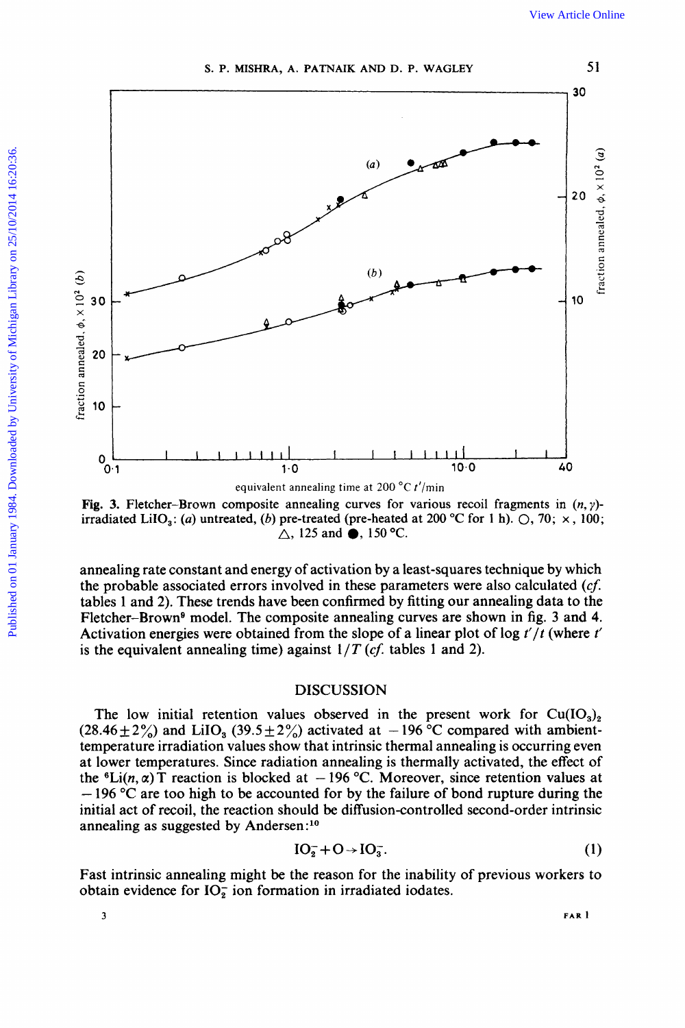Fig. 3. Fletcher–Brown composite annealing curves for various recoil fragments in $(n, \gamma)$-irradiated $LiIO_3$: (*a*) untreated, (*b*) pre-treated (pre-heated at 200 °C for 1 h). ○, 70; ×, 100; △, 125 and ●, 150 °C.

annealing rate constant and energy of activation by a least-squares technique by which the probable associated errors involved in these parameters were also calculated (*cf.* tables 1 and 2). These trends have been confirmed by fitting our annealing data to the Fletcher–Brown[9] model. The composite annealing curves are shown in fig. 3 and 4. Activation energies were obtained from the slope of a linear plot of log $t'/t$ (where $t'$ is the equivalent annealing time) against $1/T$ (*cf.* tables 1 and 2).

## DISCUSSION

The low initial retention values observed in the present work for $Cu(IO_3)_2$ ($28.46 \pm 2\%$) and $LiIO_3$ ($39.5 \pm 2\%$) activated at −196 °C compared with ambient-temperature irradiation values show that intrinsic thermal annealing is occurring even at lower temperatures. Since radiation annealing is thermally activated, the effect of the $^6Li(n, \alpha)T$ reaction is blocked at −196 °C. Moreover, since retention values at −196 °C are too high to be accounted for by the failure of bond rupture during the initial act of recoil, the reaction should be diffusion-controlled second-order intrinsic annealing as suggested by Andersen:[10]

$$IO_2^- + O \rightarrow IO_3^-. \tag{1}$$

Fast intrinsic annealing might be the reason for the inability of previous workers to obtain evidence for $IO_2^-$ ion formation in irradiated iodates.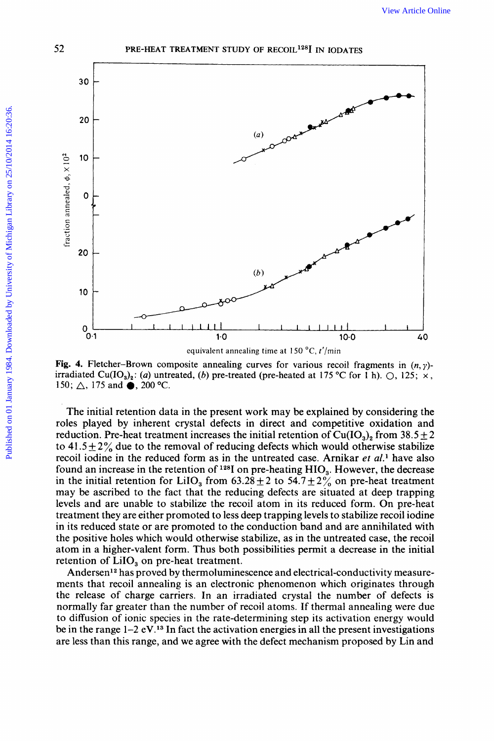**Fig. 4.** Fletcher–Brown composite annealing curves for various recoil fragments in $(n, \gamma)$-irradiated $Cu(IO_3)_2$: (*a*) untreated, (*b*) pre-treated (pre-heated at 175 °C for 1 h). ○, 125; ×, 150; △, 175 and ●, 200 °C.

The initial retention data in the present work may be explained by considering the roles played by inherent crystal defects in direct and competitive oxidation and reduction. Pre-heat treatment increases the initial retention of $Cu(IO_3)_2$ from $38.5 \pm 2$ to $41.5 \pm 2\%$ due to the removal of reducing defects which would otherwise stabilize recoil iodine in the reduced form as in the untreated case. Arnikar *et al.*[1] have also found an increase in the retention of $^{128}I$ on pre-heating $HIO_3$. However, the decrease in the initial retention for $LiIO_3$ from $63.28 \pm 2$ to $54.7 \pm 2\%$ on pre-heat treatment may be ascribed to the fact that the reducing defects are situated at deep trapping levels and are unable to stabilize the recoil atom in its reduced form. On pre-heat treatment they are either promoted to less deep trapping levels to stabilize recoil iodine in its reduced state or are promoted to the conduction band and are annihilated with the positive holes which would otherwise stabilize, as in the untreated case, the recoil atom in a higher-valent form. Thus both possibilities permit a decrease in the initial retention of $LiIO_3$ on pre-heat treatment.

Andersen[12] has proved by thermoluminescence and electrical-conductivity measurements that recoil annealing is an electronic phenomenon which originates through the release of charge carriers. In an irradiated crystal the number of defects is normally far greater than the number of recoil atoms. If thermal annealing were due to diffusion of ionic species in the rate-determining step its activation energy would be in the range 1–2 eV.[13] In fact the activation energies in all the present investigations are less than this range, and we agree with the defect mechanism proposed by Lin and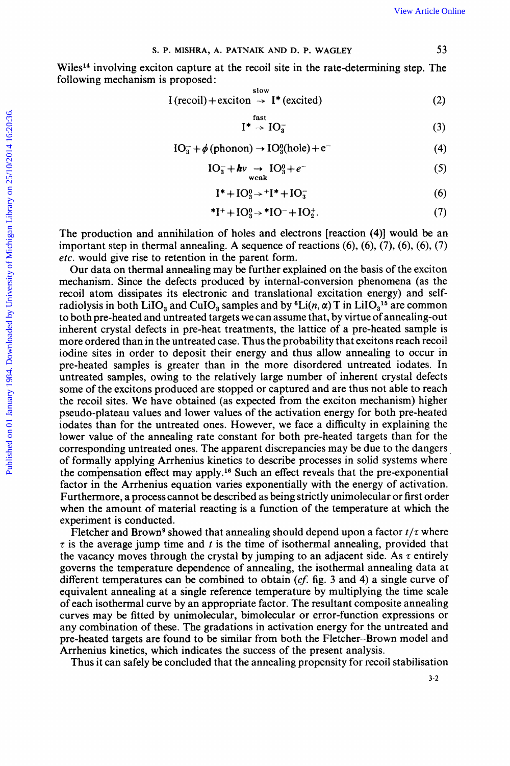Wiles[14] involving exciton capture at the recoil site in the rate-determining step. The following mechanism is proposed:

$$\text{I (recoil)} + \text{exciton} \xrightarrow{\text{slow}} \text{I* (excited)} \tag{2}$$

$$\text{I*} \xrightarrow{\text{fast}} IO_3^- \tag{3}$$

$$IO_3^- + \phi\,\text{(phonon)} \rightarrow IO_3^0\text{(hole)} + e^- \tag{4}$$

$$IO_3^- + h\nu \underset{\text{weak}}{\rightarrow} IO_3^0 + e^- \tag{5}$$

$$\text{I*} + IO_3^0 \rightarrow {}^{+}\text{I*} + IO_3^- \tag{6}$$

$$^{*}\text{I}^{+} + IO_3^0 \rightarrow {}^{*}\text{IO}^- + IO_2^+. \tag{7}$$

The production and annihilation of holes and electrons [reaction (4)] would be an important step in thermal annealing. A sequence of reactions (6), (6), (7), (6), (6), (7) *etc.* would give rise to retention in the parent form.

Our data on thermal annealing may be further explained on the basis of the exciton mechanism. Since the defects produced by internal-conversion phenomena (as the recoil atom dissipates its electronic and translational excitation energy) and self-radiolysis in both $LiIO_3$ and $CuIO_3$ samples and by ${}^{6}Li(n, \alpha)T$ in $LiIO_3$[15] are common to both pre-heated and untreated targets we can assume that, by virtue of annealing-out inherent crystal defects in pre-heat treatments, the lattice of a pre-heated sample is more ordered than in the untreated case. Thus the probability that excitons reach recoil iodine sites in order to deposit their energy and thus allow annealing to occur in pre-heated samples is greater than in the more disordered untreated iodates. In untreated samples, owing to the relatively large number of inherent crystal defects some of the excitons produced are stopped or captured and are thus not able to reach the recoil sites. We have obtained (as expected from the exciton mechanism) higher pseudo-plateau values and lower values of the activation energy for both pre-heated iodates than for the untreated ones. However, we face a difficulty in explaining the lower value of the annealing rate constant for both pre-heated targets than for the corresponding untreated ones. The apparent discrepancies may be due to the dangers of formally applying Arrhenius kinetics to describe processes in solid systems where the compensation effect may apply.[16] Such an effect reveals that the pre-exponential factor in the Arrhenius equation varies exponentially with the energy of activation. Furthermore, a process cannot be described as being strictly unimolecular or first order when the amount of material reacting is a function of the temperature at which the experiment is conducted.

Fletcher and Brown[9] showed that annealing should depend upon a factor $t/\tau$ where $\tau$ is the average jump time and $t$ is the time of isothermal annealing, provided that the vacancy moves through the crystal by jumping to an adjacent side. As $\tau$ entirely governs the temperature dependence of annealing, the isothermal annealing data at different temperatures can be combined to obtain (*cf.* fig. 3 and 4) a single curve of equivalent annealing at a single reference temperature by multiplying the time scale of each isothermal curve by an appropriate factor. The resultant composite annealing curves may be fitted by unimolecular, bimolecular or error-function expressions or any combination of these. The gradations in activation energy for the untreated and pre-heated targets are found to be similar from both the Fletcher–Brown model and Arrhenius kinetics, which indicates the success of the present analysis.

Thus it can safely be concluded that the annealing propensity for recoil stabilisation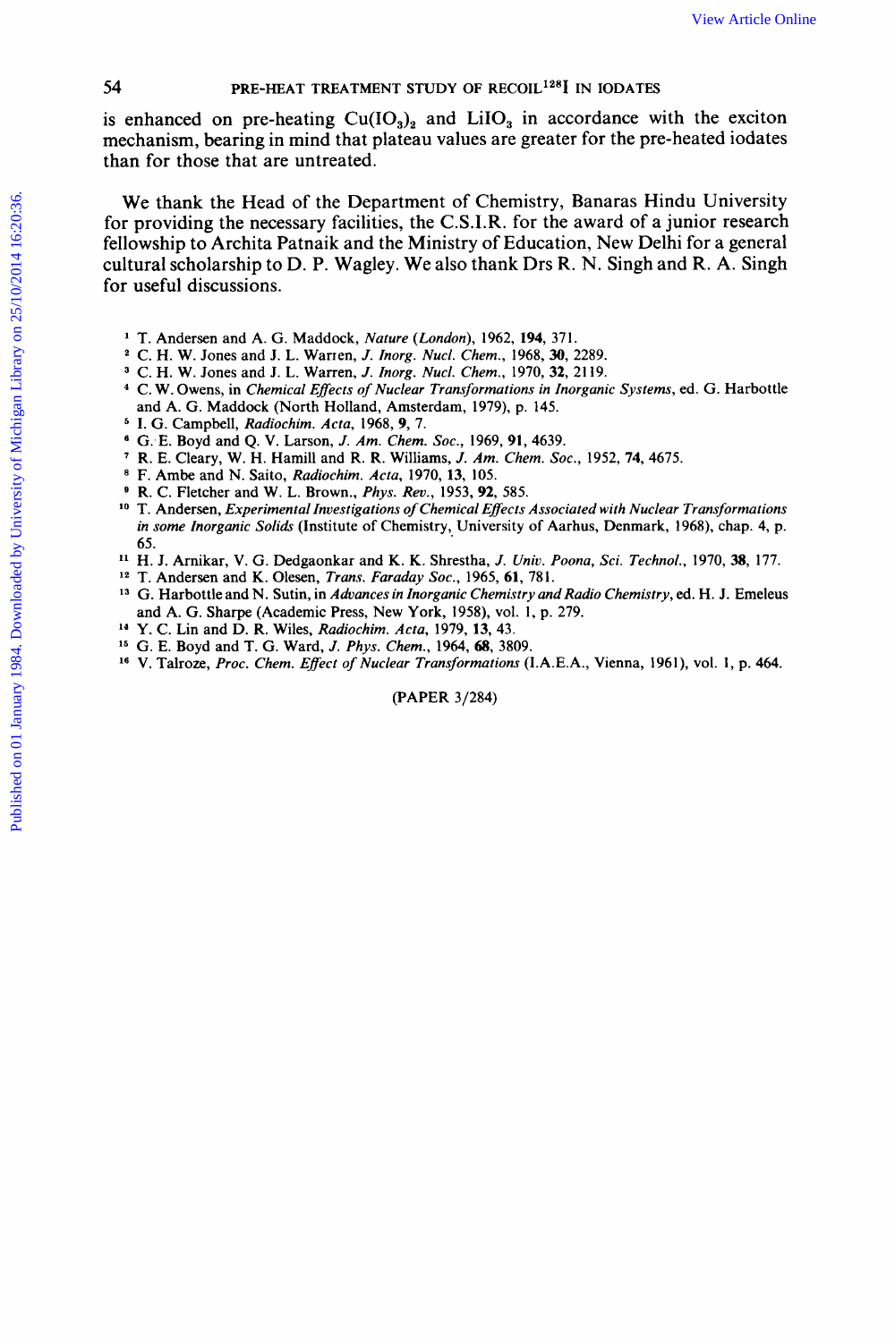is enhanced on pre-heating $Cu(IO_3)_2$ and $LiIO_3$ in accordance with the exciton mechanism, bearing in mind that plateau values are greater for the pre-heated iodates than for those that are untreated.

We thank the Head of the Department of Chemistry, Banaras Hindu University for providing the necessary facilities, the C.S.I.R. for the award of a junior research fellowship to Archita Patnaik and the Ministry of Education, New Delhi for a general cultural scholarship to D. P. Wagley. We also thank Drs R. N. Singh and R. A. Singh for useful discussions.

1. T. Andersen and A. G. Maddock, *Nature (London)*, 1962, **194**, 371.
2. C. H. W. Jones and J. L. Warren, *J. Inorg. Nucl. Chem.*, 1968, **30**, 2289.
3. C. H. W. Jones and J. L. Warren, *J. Inorg. Nucl. Chem.*, 1970, **32**, 2119.
4. C. W. Owens, in *Chemical Effects of Nuclear Transformations in Inorganic Systems*, ed. G. Harbottle and A. G. Maddock (North Holland, Amsterdam, 1979), p. 145.
5. I. G. Campbell, *Radiochim. Acta*, 1968, **9**, 7.
6. G. E. Boyd and Q. V. Larson, *J. Am. Chem. Soc.*, 1969, **91**, 4639.
7. R. E. Cleary, W. H. Hamill and R. R. Williams, *J. Am. Chem. Soc.*, 1952, **74**, 4675.
8. F. Ambe and N. Saito, *Radiochim. Acta*, 1970, **13**, 105.
9. R. C. Fletcher and W. L. Brown., *Phys. Rev.*, 1953, **92**, 585.
10. T. Andersen, *Experimental Investigations of Chemical Effects Associated with Nuclear Transformations in some Inorganic Solids* (Institute of Chemistry, University of Aarhus, Denmark, 1968), chap. 4, p. 65.
11. H. J. Arnikar, V. G. Dedgaonkar and K. K. Shrestha, *J. Univ. Poona, Sci. Technol.*, 1970, **38**, 177.
12. T. Andersen and K. Olesen, *Trans. Faraday Soc.*, 1965, **61**, 781.
13. G. Harbottle and N. Sutin, in *Advances in Inorganic Chemistry and Radio Chemistry*, ed. H. J. Emeleus and A. G. Sharpe (Academic Press, New York, 1958), vol. 1, p. 279.
14. Y. C. Lin and D. R. Wiles, *Radiochim. Acta*, 1979, **13**, 43.
15. G. E. Boyd and T. G. Ward, *J. Phys. Chem.*, 1964, **68**, 3809.
16. V. Talroze, *Proc. Chem. Effect of Nuclear Transformations* (I.A.E.A., Vienna, 1961), vol. 1, p. 464.

(PAPER 3/284)